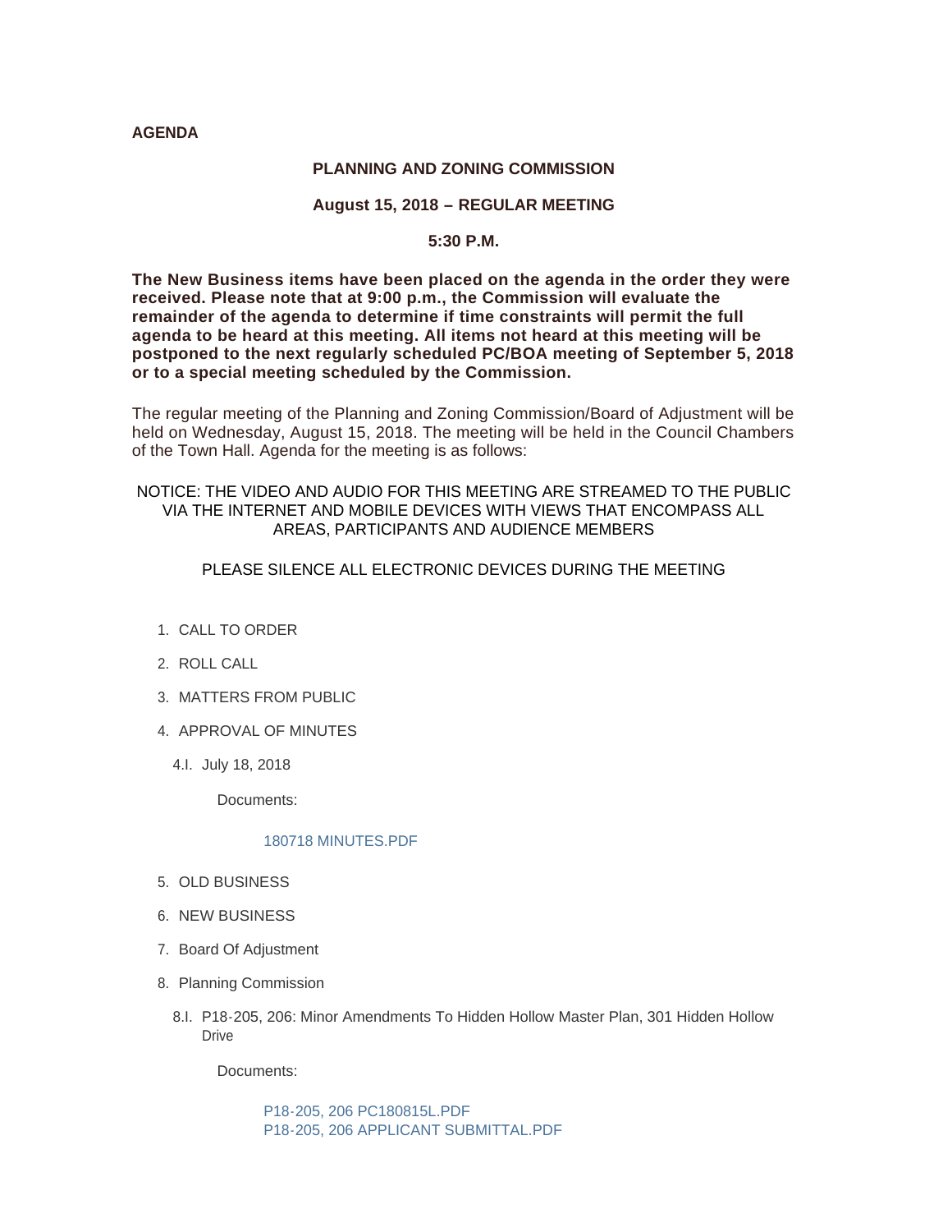**AGENDA**

## PLANNING AND ZONING COMMISSION

### August 15, 2018 – REGULAR MEETING

### 5:30 P.M.

**The New Business items have been placed on the agenda in the order they were received. Please note that at 9:00 p.m., the Commission will evaluate the remainder of the agenda to determine if time constraints will permit the full agenda to be heard at this meeting. All items not heard at this meeting will be postponed to the next regularly scheduled PC/BOA meeting of September 5, 2018 or to a special meeting scheduled by the Commission.**

The regular meeting of the Planning and Zoning Commission/Board of Adjustment will be held on Wednesday, August 15, 2018. The meeting will be held in the Council Chambers of the Town Hall. Agenda for the meeting is as follows:

NOTICE: THE VIDEO AND AUDIO FOR THIS MEETING ARE STREAMED TO THE PUBLIC VIA THE INTERNET AND MOBILE DEVICES WITH VIEWS THAT ENCOMPASS ALL AREAS, PARTICIPANTS AND AUDIENCE MEMBERS

PLEASE SILENCE ALL ELECTRONIC DEVICES DURING THE MEETING

1. CALL TO ORDER
2. ROLL CALL
3. MATTERS FROM PUBLIC
4. APPROVAL OF MINUTES
   - 4.I. July 18, 2018

     Documents:

     180718 MINUTES.PDF
5. OLD BUSINESS
6. NEW BUSINESS
7. Board Of Adjustment
8. Planning Commission
   - 8.I. P18-205, 206: Minor Amendments To Hidden Hollow Master Plan, 301 Hidden Hollow Drive

     Documents:

     P18-205, 206 PC180815L.PDF
     P18-205, 206 APPLICANT SUBMITTAL.PDF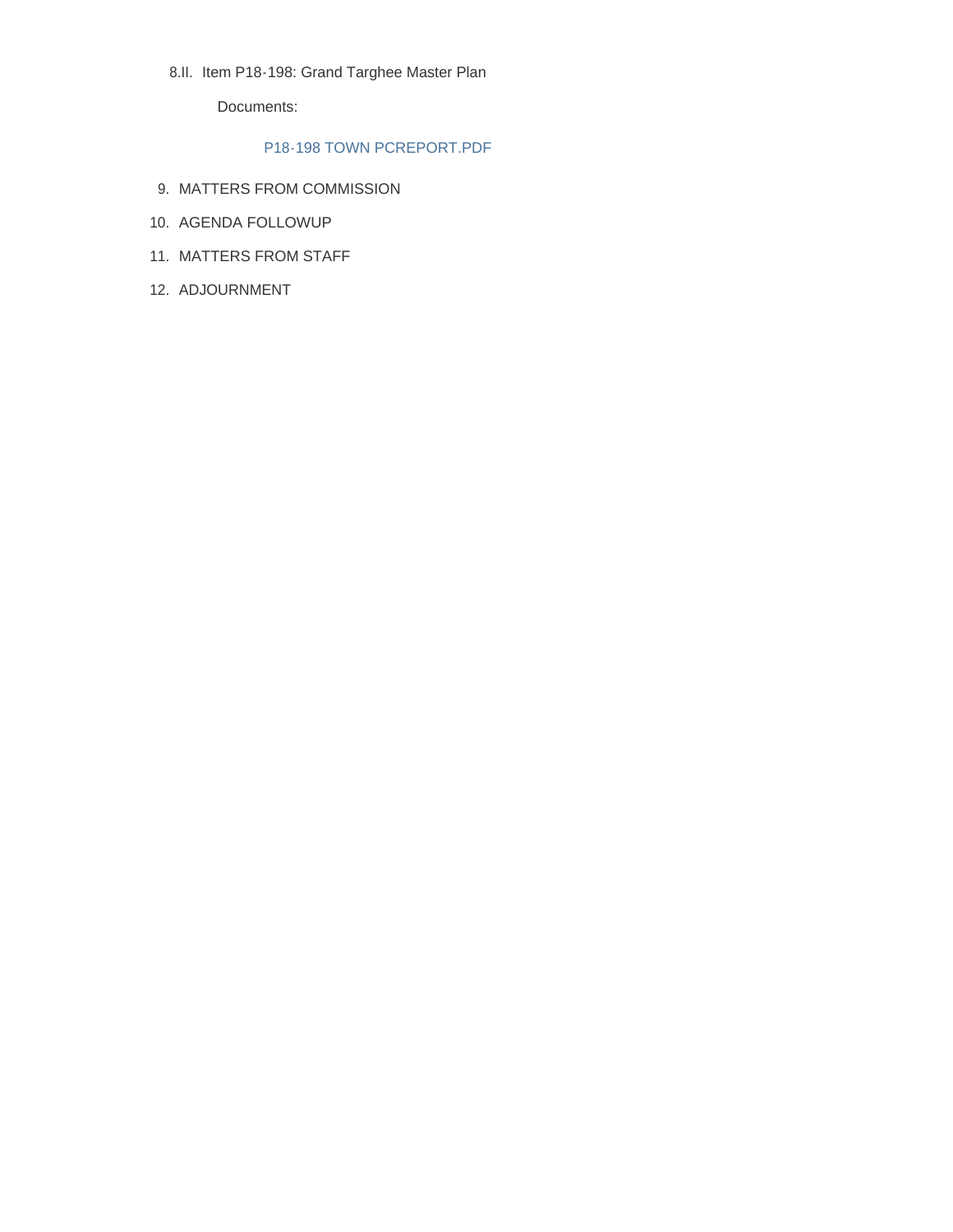8.II. Item P18-198: Grand Targhee Master Plan

Documents:

P18-198 TOWN PCREPORT.PDF

9. MATTERS FROM COMMISSION
10. AGENDA FOLLOWUP
11. MATTERS FROM STAFF
12. ADJOURNMENT